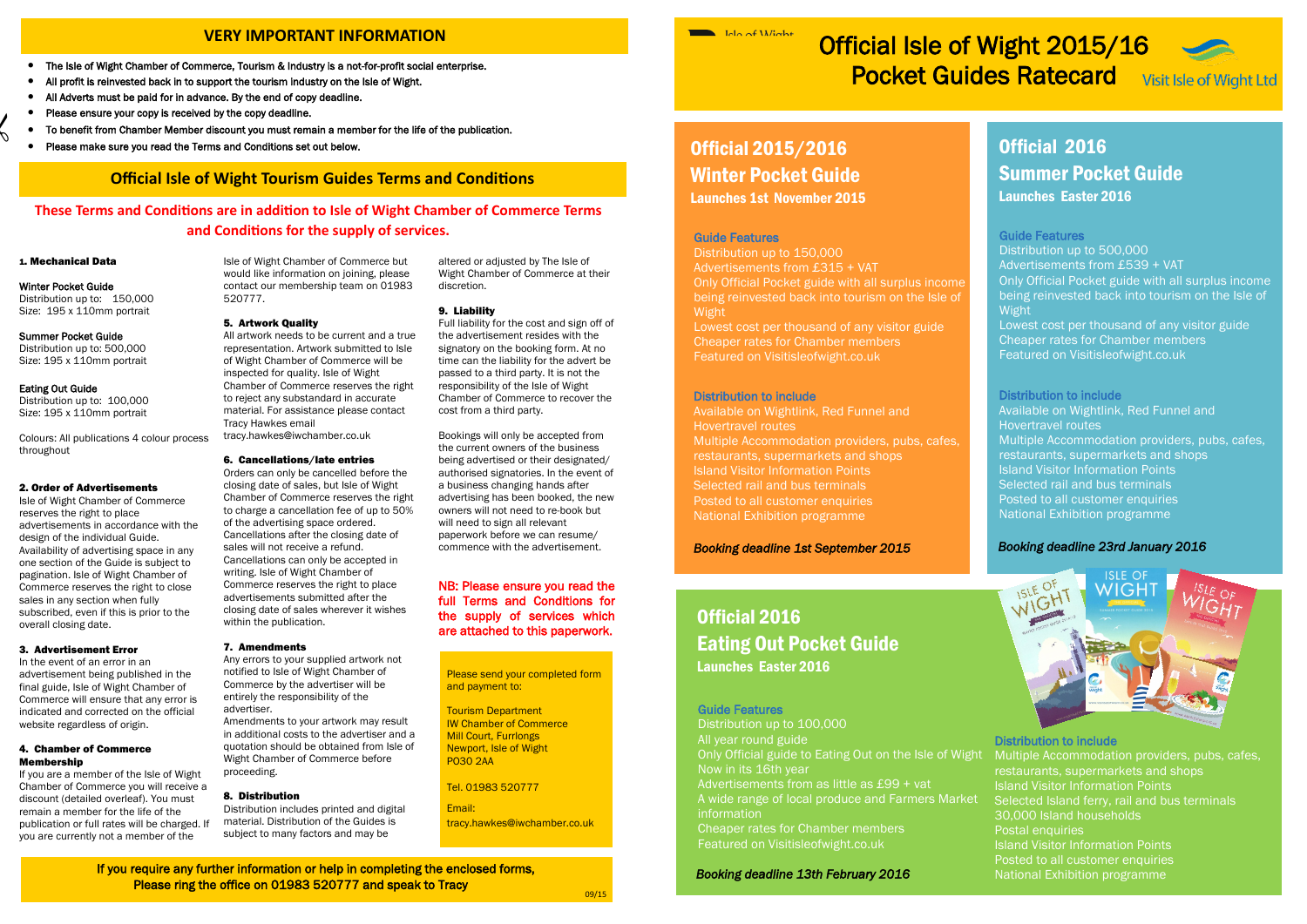## VERY IMPORTANT INFORMATION

- The Isle of Wight Chamber of Commerce, Tourism & Industry is a not-for-profit social enterprise.
- All profit is reinvested back in to support the tourism industry on the Isle of Wight.
- All Adverts must be paid for in advance. By the end of copy deadline.
- Please ensure your copy is received by the copy deadline.
- To benefit from Chamber Member discount you must remain a member for the life of the publication.
- Please make sure you read the Terms and Conditions set out below.

## Official Isle of Wight Tourism Guides Terms and Conditions

**These Terms and Conditions are in addition to Isle of Wight Chamber of Commerce Terms and Conditions for the supply of services.**

**1. Mechanical Data**

Winter Pocket Guide
Distribution up to: 150,000
Size: 195 x 110mm portrait

Summer Pocket Guide
Distribution up to: 500,000
Size: 195 x 110mm portrait

Eating Out Guide
Distribution up to: 100,000
Size: 195 x 110mm portrait

Colours: All publications 4 colour process throughout

**2. Order of Advertisements**

Isle of Wight Chamber of Commerce reserves the right to place advertisements in accordance with the design of the individual Guide. Availability of advertising space in any one section of the Guide is subject to pagination. Isle of Wight Chamber of Commerce reserves the right to close sales in any section when fully subscribed, even if this is prior to the overall closing date.

**3. Advertisement Error**

In the event of an error in an advertisement being published in the final guide, Isle of Wight Chamber of Commerce will ensure that any error is indicated and corrected on the official website regardless of origin.

**4. Chamber of Commerce Membership**

If you are a member of the Isle of Wight Chamber of Commerce you will receive a discount (detailed overleaf). You must remain a member for the life of the publication or full rates will be charged. If you are currently not a member of the Isle of Wight Chamber of Commerce but would like information on joining, please contact our membership team on 01983 520777.

**5. Artwork Quality**

All artwork needs to be current and a true representation. Artwork submitted to Isle of Wight Chamber of Commerce will be inspected for quality. Isle of Wight Chamber of Commerce reserves the right to reject any substandard in accurate material. For assistance please contact Tracy Hawkes email tracy.hawkes@iwchamber.co.uk

**6. Cancellations/late entries**

Orders can only be cancelled before the closing date of sales, but Isle of Wight Chamber of Commerce reserves the right to charge a cancellation fee of up to 50% of the advertising space ordered. Cancellations after the closing date of sales will not receive a refund. Cancellations can only be accepted in writing. Isle of Wight Chamber of Commerce reserves the right to place advertisements submitted after the closing date of sales wherever it wishes within the publication.

**7. Amendments**

Any errors to your supplied artwork not notified to Isle of Wight Chamber of Commerce by the advertiser will be entirely the responsibility of the advertiser.
Amendments to your artwork may result in additional costs to the advertiser and a quotation should be obtained from Isle of Wight Chamber of Commerce before proceeding.

**8. Distribution**

Distribution includes printed and digital material. Distribution of the Guides is subject to many factors and may be altered or adjusted by The Isle of Wight Chamber of Commerce at their discretion.

**9. Liability**

Full liability for the cost and sign off of the advertisement resides with the signatory on the booking form. At no time can the liability for the advert be passed to a third party. It is not the responsibility of the Isle of Wight Chamber of Commerce to recover the cost from a third party.

Bookings will only be accepted from the current owners of the business being advertised or their designated/ authorised signatories. In the event of a business changing hands after advertising has been booked, the new owners will not need to re-book but will need to sign all relevant paperwork before we can resume/ commence with the advertisement.

**NB: Please ensure you read the full Terms and Conditions for the supply of services which are attached to this paperwork.**

Please send your completed form and payment to:

Tourism Department
IW Chamber of Commerce
Mill Court, Furrlongs
Newport, Isle of Wight
PO30 2AA

Tel. 01983 520777

Email:
tracy.hawkes@iwchamber.co.uk

**If you require any further information or help in completing the enclosed forms, Please ring the office on 01983 520777 and speak to Tracy**

09/15

# Official Isle of Wight 2015/16 Pocket Guides Ratecard

Visit Isle of Wight Ltd

## Official 2015/2016 Winter Pocket Guide

**Launches 1st November 2015**

**Guide Features**

Distribution up to 150,000
Advertisements from £315 + VAT
Only Official Pocket guide with all surplus income being reinvested back into tourism on the Isle of Wight
Lowest cost per thousand of any visitor guide
Cheaper rates for Chamber members
Featured on Visitisleofwight.co.uk

**Distribution to include**

Available on Wightlink, Red Funnel and Hovertravel routes
Multiple Accommodation providers, pubs, cafes, restaurants, supermarkets and shops
Island Visitor Information Points
Selected rail and bus terminals
Posted to all customer enquiries
National Exhibition programme

*Booking deadline 1st September 2015*

## Official 2016 Summer Pocket Guide

**Launches Easter 2016**

**Guide Features**

Distribution up to 500,000
Advertisements from £539 + VAT
Only Official Pocket guide with all surplus income being reinvested back into tourism on the Isle of Wight
Lowest cost per thousand of any visitor guide
Cheaper rates for Chamber members
Featured on Visitisleofwight.co.uk

**Distribution to include**

Available on Wightlink, Red Funnel and Hovertravel routes
Multiple Accommodation providers, pubs, cafes, restaurants, supermarkets and shops
Island Visitor Information Points
Selected rail and bus terminals
Posted to all customer enquiries
National Exhibition programme

*Booking deadline 23rd January 2016*

## Official 2016 Eating Out Pocket Guide

**Launches Easter 2016**

**Guide Features**

Distribution up to 100,000
All year round guide
Only Official guide to Eating Out on the Isle of Wight
Now in its 16th year
Advertisements from as little as £99 + vat
A wide range of local produce and Farmers Market information
Cheaper rates for Chamber members
Featured on Visitisleofwight.co.uk

*Booking deadline 13th February 2016*

**Distribution to include**

Multiple Accommodation providers, pubs, cafes, restaurants, supermarkets and shops
Island Visitor Information Points
Selected Island ferry, rail and bus terminals
30,000 Island households
Postal enquiries
Island Visitor Information Points
Posted to all customer enquiries
National Exhibition programme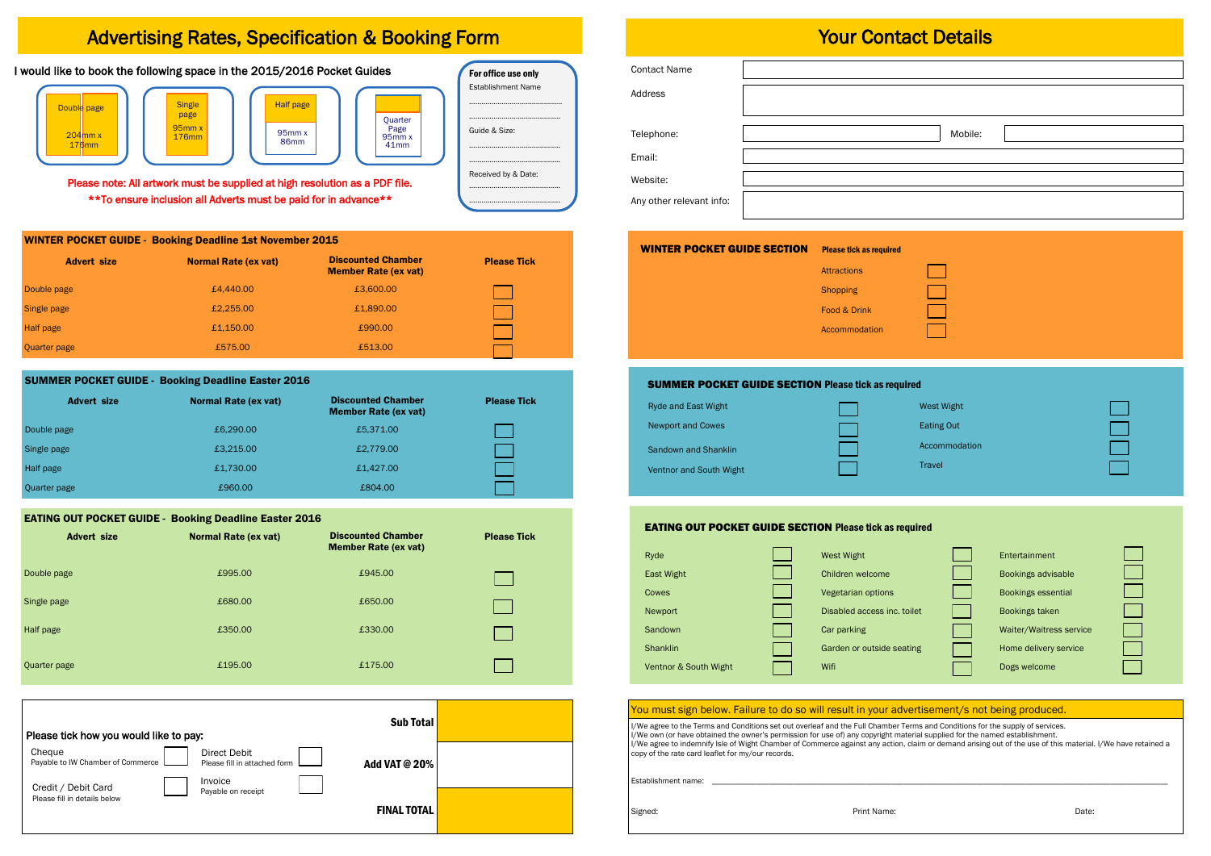# Advertising Rates, Specification & Booking Form

I would like to book the following space in the 2015/2016 Pocket Guides

| | | | |
|---|---|---|---|
| Double page 204mm x 176mm | Single page 95mm x 176mm | Half page 95mm x 86mm | Quarter Page 95mm x 41mm |

**For office use only**

Establishment Name ..............................

Guide & Size: ..............................

Received by & Date: ..............................

Please note: All artwork must be supplied at high resolution as a PDF file.

**To ensure inclusion all Adverts must be paid for in advance**

## WINTER POCKET GUIDE - Booking Deadline 1st November 2015

| Advert size | Normal Rate (ex vat) | Discounted Chamber Member Rate (ex vat) | Please Tick |
|---|---|---|---|
| Double page | £4,440.00 | £3,600.00 | ☐ |
| Single page | £2,255.00 | £1,890.00 | ☐ |
| Half page | £1,150.00 | £990.00 | ☐ |
| Quarter page | £575.00 | £513.00 | ☐ |

## SUMMER POCKET GUIDE - Booking Deadline Easter 2016

| Advert size | Normal Rate (ex vat) | Discounted Chamber Member Rate (ex vat) | Please Tick |
|---|---|---|---|
| Double page | £6,290.00 | £5,371.00 | ☐ |
| Single page | £3,215.00 | £2,779.00 | ☐ |
| Half page | £1,730.00 | £1,427.00 | ☐ |
| Quarter page | £960.00 | £804.00 | ☐ |

## EATING OUT POCKET GUIDE - Booking Deadline Easter 2016

| Advert size | Normal Rate (ex vat) | Discounted Chamber Member Rate (ex vat) | Please Tick |
|---|---|---|---|
| Double page | £995.00 | £945.00 | ☐ |
| Single page | £680.00 | £650.00 | ☐ |
| Half page | £350.00 | £330.00 | ☐ |
| Quarter page | £195.00 | £175.00 | ☐ |

Please tick how you would like to pay:

- Cheque – Payable to IW Chamber of Commerce ☐
- Direct Debit – Please fill in attached form ☐
- Credit / Debit Card – Please fill in details below ☐
- Invoice – Payable on receipt ☐

**Sub Total**

**Add VAT @ 20%**

**FINAL TOTAL**

# Your Contact Details

Contact Name:

Address:

Telephone: Mobile:

Email:

Website:

Any other relevant info:

## WINTER POCKET GUIDE SECTION

**Please tick as required**

- Attractions ☐
- Shopping ☐
- Food & Drink ☐
- Accommodation ☐

## SUMMER POCKET GUIDE SECTION Please tick as required

| | | | |
|---|---|---|---|
| Ryde and East Wight | ☐ | West Wight | ☐ |
| Newport and Cowes | ☐ | Eating Out | ☐ |
| Sandown and Shanklin | ☐ | Accommodation | ☐ |
| Ventnor and South Wight | ☐ | Travel | ☐ |

## EATING OUT POCKET GUIDE SECTION Please tick as required

| | | | | | |
|---|---|---|---|---|---|
| Ryde | ☐ | West Wight | ☐ | Entertainment | ☐ |
| East Wight | ☐ | Children welcome | ☐ | Bookings advisable | ☐ |
| Cowes | ☐ | Vegetarian options | ☐ | Bookings essential | ☐ |
| Newport | ☐ | Disabled access inc. toilet | ☐ | Bookings taken | ☐ |
| Sandown | ☐ | Car parking | ☐ | Waiter/Waitress service | ☐ |
| Shanklin | ☐ | Garden or outside seating | ☐ | Home delivery service | ☐ |
| Ventnor & South Wight | ☐ | Wifi | ☐ | Dogs welcome | ☐ |

You must sign below. Failure to do so will result in your advertisement/s not being produced.

I/We agree to the Terms and Conditions set out overleaf and the Full Chamber Terms and Conditions for the supply of services.
I/We own (or have obtained the owner's permission for use of) any copyright material supplied for the named establishment.
I/We agree to indemnify Isle of Wight Chamber of Commerce against any action, claim or demand arising out of the use of this material. I/We have retained a copy of the rate card leaflet for my/our records.

Establishment name: ______________________________

Signed: Print Name: Date: